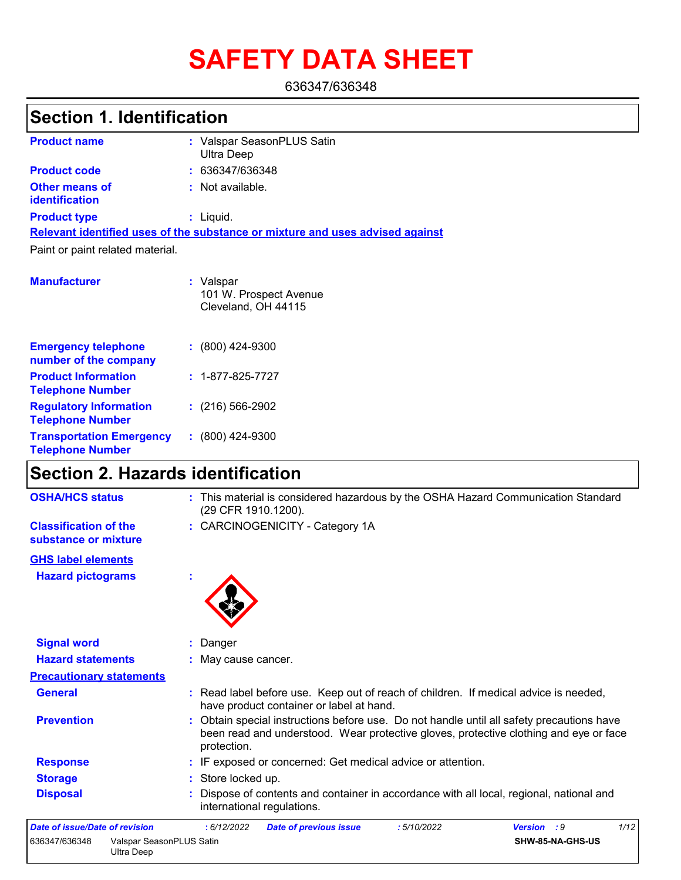# SAFETY DATA SHEET

636347/636348

## Section 1. Identification

| | | |
|---|---|---|
| **Product name** | : | Valspar SeasonPLUS Satin Ultra Deep |
| **Product code** | : | 636347/636348 |
| **Other means of identification** | : | Not available. |
| **Product type** | : | Liquid. |

**Relevant identified uses of the substance or mixture and uses advised against**

Paint or paint related material.

| | | |
|---|---|---|
| **Manufacturer** | : | Valspar<br>101 W. Prospect Avenue<br>Cleveland, OH 44115 |
| **Emergency telephone number of the company** | : | (800) 424-9300 |
| **Product Information Telephone Number** | : | 1-877-825-7727 |
| **Regulatory Information Telephone Number** | : | (216) 566-2902 |
| **Transportation Emergency Telephone Number** | : | (800) 424-9300 |

## Section 2. Hazards identification

| | | |
|---|---|---|
| **OSHA/HCS status** | : | This material is considered hazardous by the OSHA Hazard Communication Standard (29 CFR 1910.1200). |
| **Classification of the substance or mixture** | : | CARCINOGENICITY - Category 1A |

**GHS label elements**

| | | |
|---|---|---|
| **Hazard pictograms** | : | |
| **Signal word** | : | Danger |
| **Hazard statements** | : | May cause cancer. |

**Precautionary statements**

| | | |
|---|---|---|
| **General** | : | Read label before use. Keep out of reach of children. If medical advice is needed, have product container or label at hand. |
| **Prevention** | : | Obtain special instructions before use. Do not handle until all safety precautions have been read and understood. Wear protective gloves, protective clothing and eye or face protection. |
| **Response** | : | IF exposed or concerned: Get medical advice or attention. |
| **Storage** | : | Store locked up. |
| **Disposal** | : | Dispose of contents and container in accordance with all local, regional, national and international regulations. |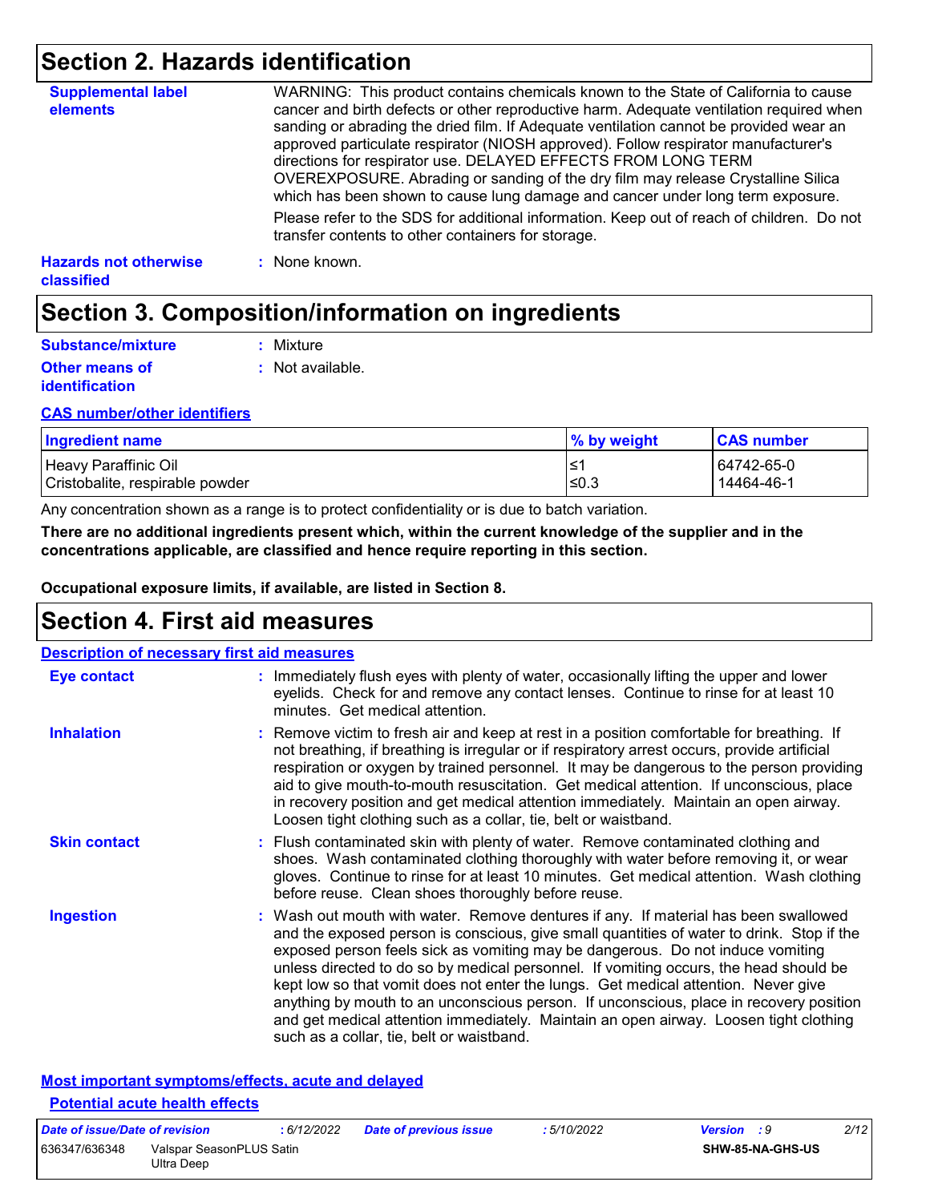## Section 2. Hazards identification

**Supplemental label elements**

WARNING: This product contains chemicals known to the State of California to cause cancer and birth defects or other reproductive harm. Adequate ventilation required when sanding or abrading the dried film. If Adequate ventilation cannot be provided wear an approved particulate respirator (NIOSH approved). Follow respirator manufacturer's directions for respirator use. DELAYED EFFECTS FROM LONG TERM OVEREXPOSURE. Abrading or sanding of the dry film may release Crystalline Silica which has been shown to cause lung damage and cancer under long term exposure.

Please refer to the SDS for additional information. Keep out of reach of children. Do not transfer contents to other containers for storage.

**Hazards not otherwise classified** : None known.

## Section 3. Composition/information on ingredients

**Substance/mixture** : Mixture

**Other means of identification** : Not available.

**CAS number/other identifiers**

| Ingredient name | % by weight | CAS number |
|---|---|---|
| Heavy Paraffinic Oil | ≤1 | 64742-65-0 |
| Cristobalite, respirable powder | ≤0.3 | 14464-46-1 |

Any concentration shown as a range is to protect confidentiality or is due to batch variation.

**There are no additional ingredients present which, within the current knowledge of the supplier and in the concentrations applicable, are classified and hence require reporting in this section.**

**Occupational exposure limits, if available, are listed in Section 8.**

## Section 4. First aid measures

**Description of necessary first aid measures**

**Eye contact** : Immediately flush eyes with plenty of water, occasionally lifting the upper and lower eyelids. Check for and remove any contact lenses. Continue to rinse for at least 10 minutes. Get medical attention.

**Inhalation** : Remove victim to fresh air and keep at rest in a position comfortable for breathing. If not breathing, if breathing is irregular or if respiratory arrest occurs, provide artificial respiration or oxygen by trained personnel. It may be dangerous to the person providing aid to give mouth-to-mouth resuscitation. Get medical attention. If unconscious, place in recovery position and get medical attention immediately. Maintain an open airway. Loosen tight clothing such as a collar, tie, belt or waistband.

**Skin contact** : Flush contaminated skin with plenty of water. Remove contaminated clothing and shoes. Wash contaminated clothing thoroughly with water before removing it, or wear gloves. Continue to rinse for at least 10 minutes. Get medical attention. Wash clothing before reuse. Clean shoes thoroughly before reuse.

**Ingestion** : Wash out mouth with water. Remove dentures if any. If material has been swallowed and the exposed person is conscious, give small quantities of water to drink. Stop if the exposed person feels sick as vomiting may be dangerous. Do not induce vomiting unless directed to do so by medical personnel. If vomiting occurs, the head should be kept low so that vomit does not enter the lungs. Get medical attention. Never give anything by mouth to an unconscious person. If unconscious, place in recovery position and get medical attention immediately. Maintain an open airway. Loosen tight clothing such as a collar, tie, belt or waistband.

**Most important symptoms/effects, acute and delayed**

**Potential acute health effects**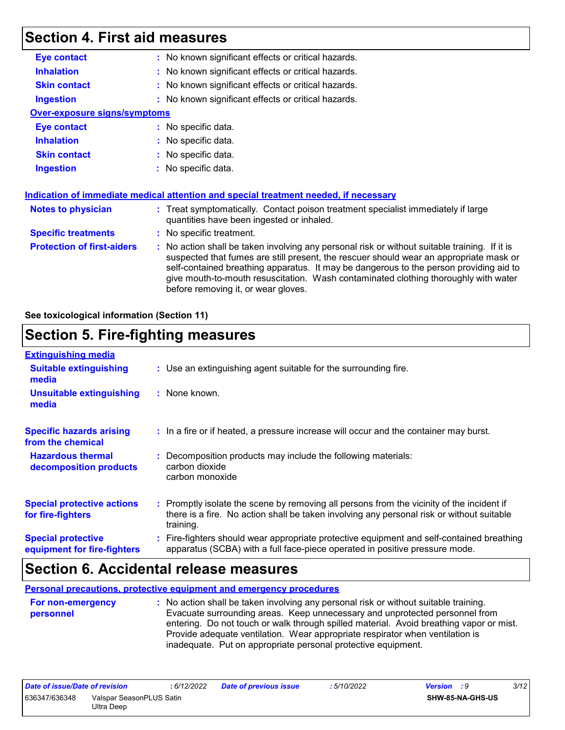# Section 4. First aid measures

| | |
|---|---|
| **Eye contact** | : No known significant effects or critical hazards. |
| **Inhalation** | : No known significant effects or critical hazards. |
| **Skin contact** | : No known significant effects or critical hazards. |
| **Ingestion** | : No known significant effects or critical hazards. |

**Over-exposure signs/symptoms**

| | |
|---|---|
| **Eye contact** | : No specific data. |
| **Inhalation** | : No specific data. |
| **Skin contact** | : No specific data. |
| **Ingestion** | : No specific data. |

**Indication of immediate medical attention and special treatment needed, if necessary**

| | |
|---|---|
| **Notes to physician** | : Treat symptomatically. Contact poison treatment specialist immediately if large quantities have been ingested or inhaled. |
| **Specific treatments** | : No specific treatment. |
| **Protection of first-aiders** | : No action shall be taken involving any personal risk or without suitable training. If it is suspected that fumes are still present, the rescuer should wear an appropriate mask or self-contained breathing apparatus. It may be dangerous to the person providing aid to give mouth-to-mouth resuscitation. Wash contaminated clothing thoroughly with water before removing it, or wear gloves. |

**See toxicological information (Section 11)**

# Section 5. Fire-fighting measures

**Extinguishing media**

| | |
|---|---|
| **Suitable extinguishing media** | : Use an extinguishing agent suitable for the surrounding fire. |
| **Unsuitable extinguishing media** | : None known. |
| **Specific hazards arising from the chemical** | : In a fire or if heated, a pressure increase will occur and the container may burst. |
| **Hazardous thermal decomposition products** | : Decomposition products may include the following materials: carbon dioxide carbon monoxide |
| **Special protective actions for fire-fighters** | : Promptly isolate the scene by removing all persons from the vicinity of the incident if there is a fire. No action shall be taken involving any personal risk or without suitable training. |
| **Special protective equipment for fire-fighters** | : Fire-fighters should wear appropriate protective equipment and self-contained breathing apparatus (SCBA) with a full face-piece operated in positive pressure mode. |

# Section 6. Accidental release measures

**Personal precautions, protective equipment and emergency procedures**

| | |
|---|---|
| **For non-emergency personnel** | : No action shall be taken involving any personal risk or without suitable training. Evacuate surrounding areas. Keep unnecessary and unprotected personnel from entering. Do not touch or walk through spilled material. Avoid breathing vapor or mist. Provide adequate ventilation. Wear appropriate respirator when ventilation is inadequate. Put on appropriate personal protective equipment. |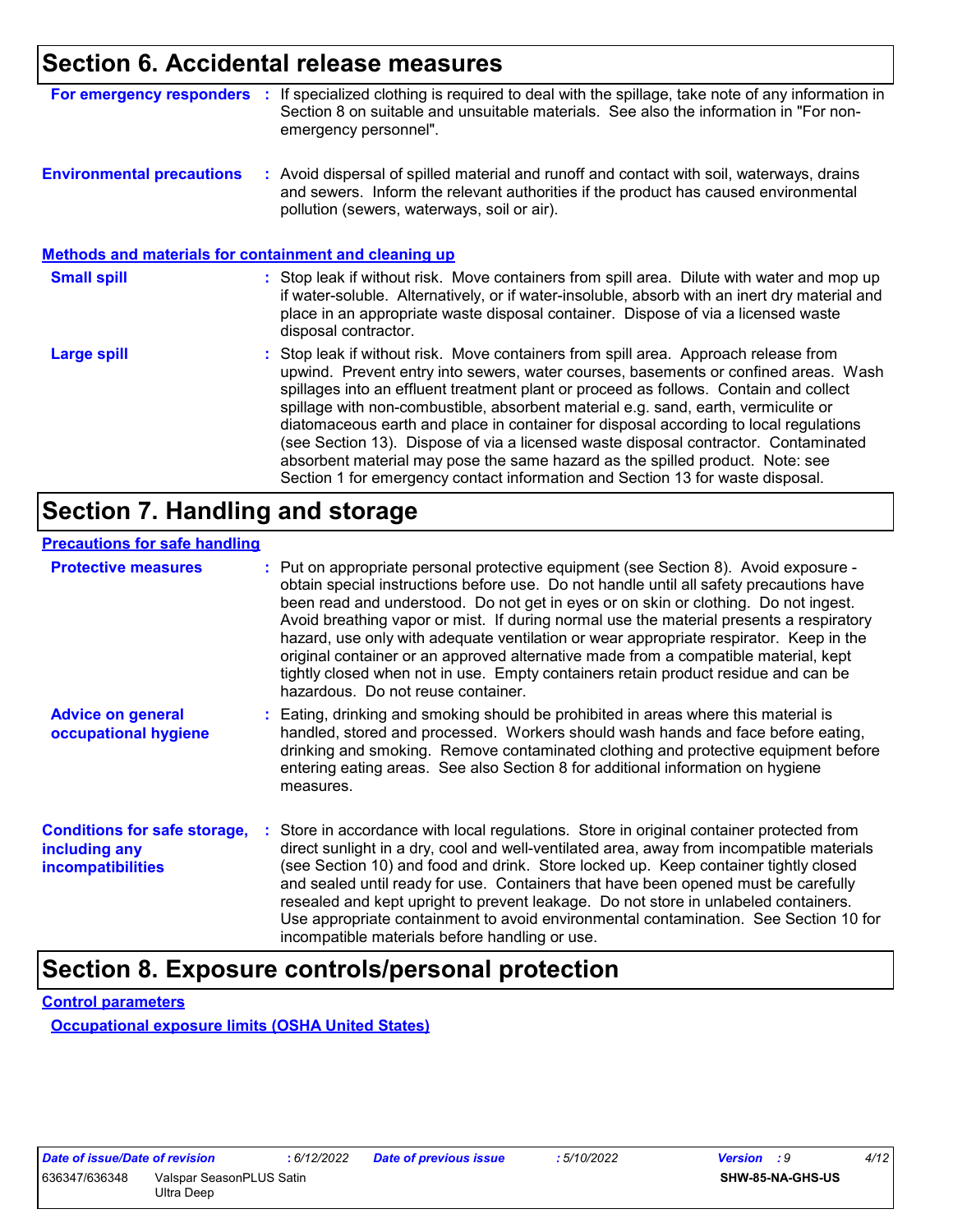## Section 6. Accidental release measures

**For emergency responders** : If specialized clothing is required to deal with the spillage, take note of any information in Section 8 on suitable and unsuitable materials. See also the information in "For non-emergency personnel".

**Environmental precautions** : Avoid dispersal of spilled material and runoff and contact with soil, waterways, drains and sewers. Inform the relevant authorities if the product has caused environmental pollution (sewers, waterways, soil or air).

### Methods and materials for containment and cleaning up

**Small spill** : Stop leak if without risk. Move containers from spill area. Dilute with water and mop up if water-soluble. Alternatively, or if water-insoluble, absorb with an inert dry material and place in an appropriate waste disposal container. Dispose of via a licensed waste disposal contractor.

**Large spill** : Stop leak if without risk. Move containers from spill area. Approach release from upwind. Prevent entry into sewers, water courses, basements or confined areas. Wash spillages into an effluent treatment plant or proceed as follows. Contain and collect spillage with non-combustible, absorbent material e.g. sand, earth, vermiculite or diatomaceous earth and place in container for disposal according to local regulations (see Section 13). Dispose of via a licensed waste disposal contractor. Contaminated absorbent material may pose the same hazard as the spilled product. Note: see Section 1 for emergency contact information and Section 13 for waste disposal.

## Section 7. Handling and storage

### Precautions for safe handling

**Protective measures** : Put on appropriate personal protective equipment (see Section 8). Avoid exposure - obtain special instructions before use. Do not handle until all safety precautions have been read and understood. Do not get in eyes or on skin or clothing. Do not ingest. Avoid breathing vapor or mist. If during normal use the material presents a respiratory hazard, use only with adequate ventilation or wear appropriate respirator. Keep in the original container or an approved alternative made from a compatible material, kept tightly closed when not in use. Empty containers retain product residue and can be hazardous. Do not reuse container.

**Advice on general occupational hygiene** : Eating, drinking and smoking should be prohibited in areas where this material is handled, stored and processed. Workers should wash hands and face before eating, drinking and smoking. Remove contaminated clothing and protective equipment before entering eating areas. See also Section 8 for additional information on hygiene measures.

**Conditions for safe storage, including any incompatibilities** : Store in accordance with local regulations. Store in original container protected from direct sunlight in a dry, cool and well-ventilated area, away from incompatible materials (see Section 10) and food and drink. Store locked up. Keep container tightly closed and sealed until ready for use. Containers that have been opened must be carefully resealed and kept upright to prevent leakage. Do not store in unlabeled containers. Use appropriate containment to avoid environmental contamination. See Section 10 for incompatible materials before handling or use.

## Section 8. Exposure controls/personal protection

### Control parameters

**Occupational exposure limits (OSHA United States)**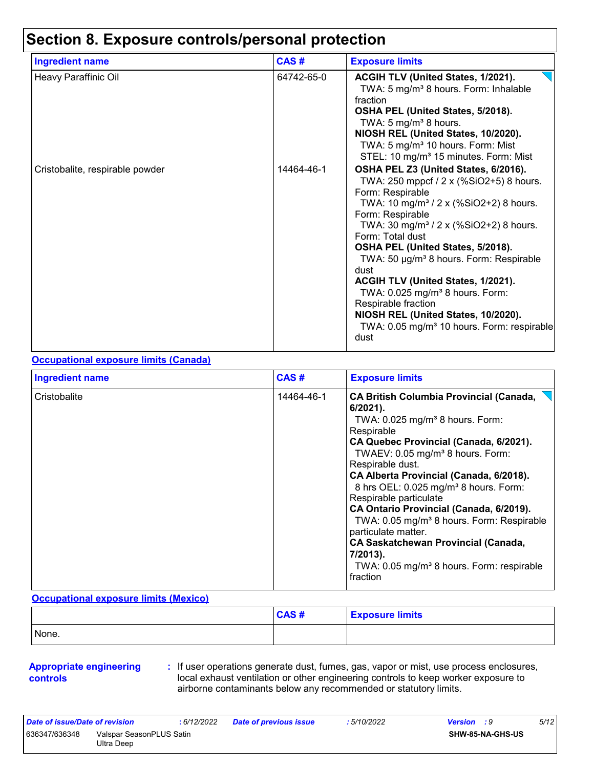# Section 8. Exposure controls/personal protection

| Ingredient name | CAS # | Exposure limits |
|---|---|---|
| Heavy Paraffinic Oil | 64742-65-0 | **ACGIH TLV (United States, 1/2021).** TWA: 5 mg/m³ 8 hours. Form: Inhalable fraction **OSHA PEL (United States, 5/2018).** TWA: 5 mg/m³ 8 hours. **NIOSH REL (United States, 10/2020).** TWA: 5 mg/m³ 10 hours. Form: Mist STEL: 10 mg/m³ 15 minutes. Form: Mist |
| Cristobalite, respirable powder | 14464-46-1 | **OSHA PEL Z3 (United States, 6/2016).** TWA: 250 mppcf / 2 x (%SiO2+5) 8 hours. Form: Respirable TWA: 10 mg/m³ / 2 x (%SiO2+2) 8 hours. Form: Respirable TWA: 30 mg/m³ / 2 x (%SiO2+2) 8 hours. Form: Total dust **OSHA PEL (United States, 5/2018).** TWA: 50 µg/m³ 8 hours. Form: Respirable dust **ACGIH TLV (United States, 1/2021).** TWA: 0.025 mg/m³ 8 hours. Form: Respirable fraction **NIOSH REL (United States, 10/2020).** TWA: 0.05 mg/m³ 10 hours. Form: respirable dust |

**Occupational exposure limits (Canada)**

| Ingredient name | CAS # | Exposure limits |
|---|---|---|
| Cristobalite | 14464-46-1 | **CA British Columbia Provincial (Canada, 6/2021).** TWA: 0.025 mg/m³ 8 hours. Form: Respirable **CA Quebec Provincial (Canada, 6/2021).** TWAEV: 0.05 mg/m³ 8 hours. Form: Respirable dust. **CA Alberta Provincial (Canada, 6/2018).** 8 hrs OEL: 0.025 mg/m³ 8 hours. Form: Respirable particulate **CA Ontario Provincial (Canada, 6/2019).** TWA: 0.05 mg/m³ 8 hours. Form: Respirable particulate matter. **CA Saskatchewan Provincial (Canada, 7/2013).** TWA: 0.05 mg/m³ 8 hours. Form: respirable fraction |

**Occupational exposure limits (Mexico)**

| | CAS # | Exposure limits |
|---|---|---|
| None. | | |

**Appropriate engineering controls** : If user operations generate dust, fumes, gas, vapor or mist, use process enclosures, local exhaust ventilation or other engineering controls to keep worker exposure to airborne contaminants below any recommended or statutory limits.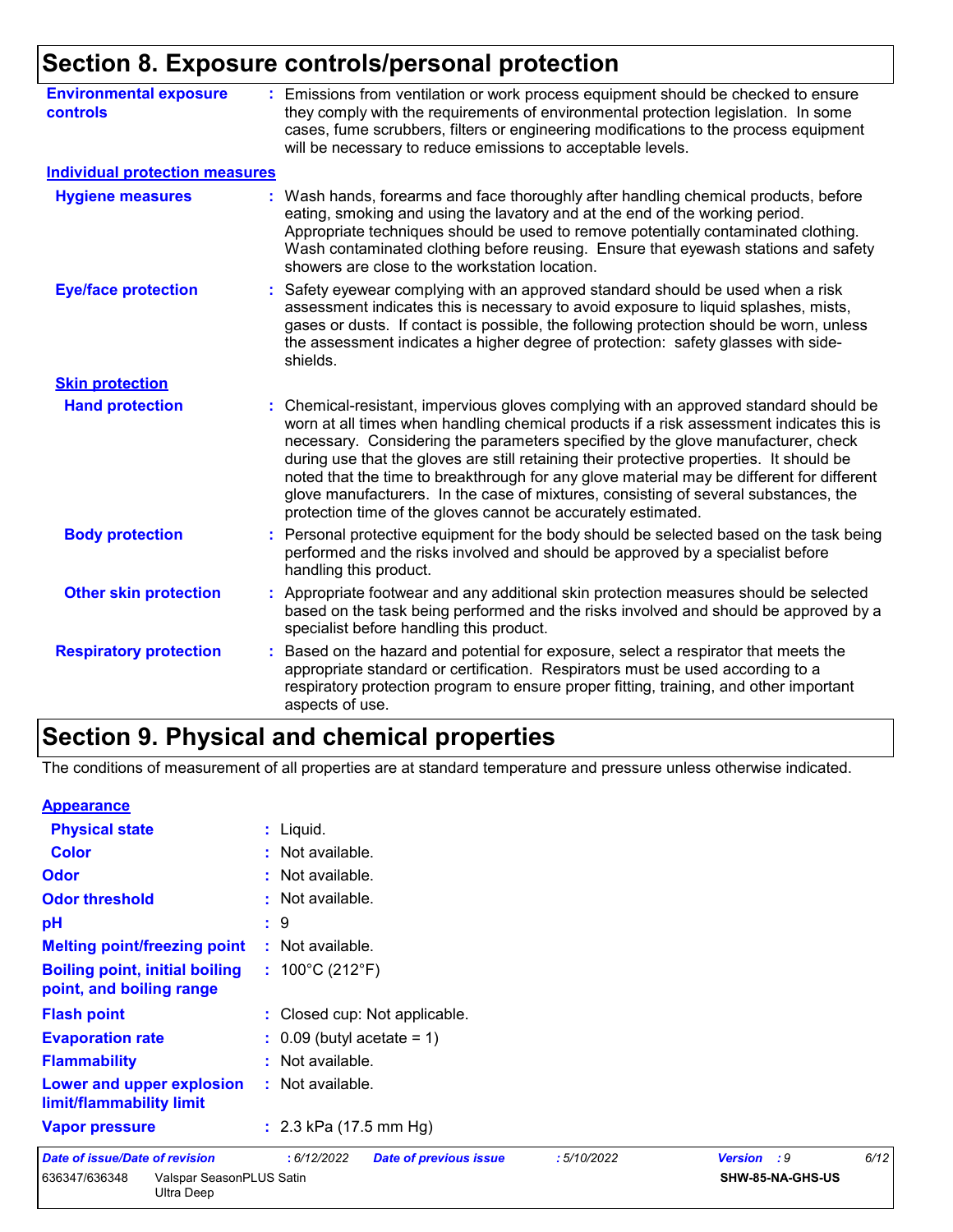## Section 8. Exposure controls/personal protection

**Environmental exposure controls** : Emissions from ventilation or work process equipment should be checked to ensure they comply with the requirements of environmental protection legislation. In some cases, fume scrubbers, filters or engineering modifications to the process equipment will be necessary to reduce emissions to acceptable levels.

### Individual protection measures

**Hygiene measures** : Wash hands, forearms and face thoroughly after handling chemical products, before eating, smoking and using the lavatory and at the end of the working period. Appropriate techniques should be used to remove potentially contaminated clothing. Wash contaminated clothing before reusing. Ensure that eyewash stations and safety showers are close to the workstation location.

**Eye/face protection** : Safety eyewear complying with an approved standard should be used when a risk assessment indicates this is necessary to avoid exposure to liquid splashes, mists, gases or dusts. If contact is possible, the following protection should be worn, unless the assessment indicates a higher degree of protection: safety glasses with side-shields.

#### Skin protection

**Hand protection** : Chemical-resistant, impervious gloves complying with an approved standard should be worn at all times when handling chemical products if a risk assessment indicates this is necessary. Considering the parameters specified by the glove manufacturer, check during use that the gloves are still retaining their protective properties. It should be noted that the time to breakthrough for any glove material may be different for different glove manufacturers. In the case of mixtures, consisting of several substances, the protection time of the gloves cannot be accurately estimated.

**Body protection** : Personal protective equipment for the body should be selected based on the task being performed and the risks involved and should be approved by a specialist before handling this product.

**Other skin protection** : Appropriate footwear and any additional skin protection measures should be selected based on the task being performed and the risks involved and should be approved by a specialist before handling this product.

**Respiratory protection** : Based on the hazard and potential for exposure, select a respirator that meets the appropriate standard or certification. Respirators must be used according to a respiratory protection program to ensure proper fitting, training, and other important aspects of use.

## Section 9. Physical and chemical properties

The conditions of measurement of all properties are at standard temperature and pressure unless otherwise indicated.

### Appearance

**Physical state** : Liquid.

**Color** : Not available.

**Odor** : Not available.

**Odor threshold** : Not available.

**pH** : 9

**Melting point/freezing point** : Not available.

**Boiling point, initial boiling point, and boiling range** : 100°C (212°F)

**Flash point** : Closed cup: Not applicable.

**Evaporation rate** : 0.09 (butyl acetate = 1)

**Flammability** : Not available.

**Lower and upper explosion limit/flammability limit** : Not available.

**Vapor pressure** : 2.3 kPa (17.5 mm Hg)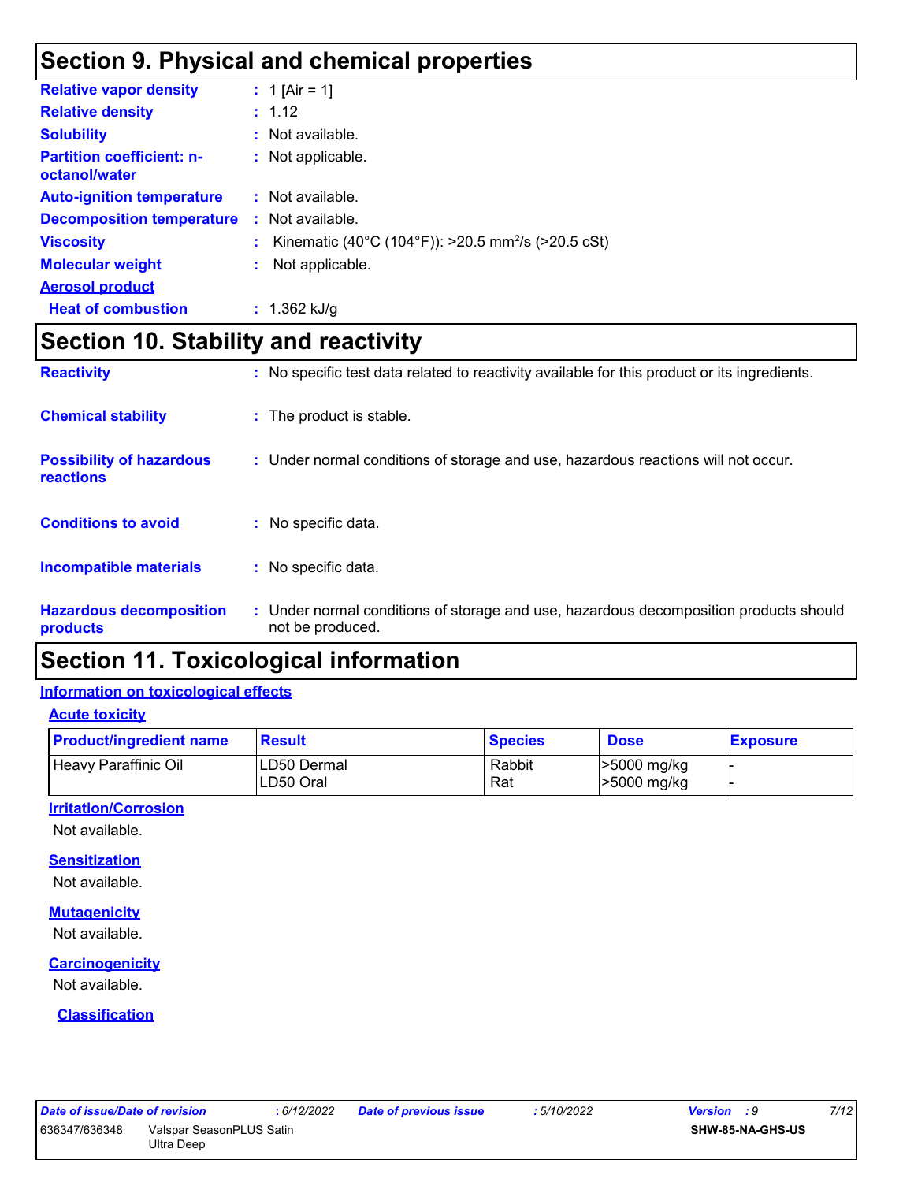## Section 9. Physical and chemical properties

**Relative vapor density** : 1 [Air = 1]

**Relative density** : 1.12

**Solubility** : Not available.

**Partition coefficient: n-octanol/water** : Not applicable.

**Auto-ignition temperature** : Not available.

**Decomposition temperature** : Not available.

**Viscosity** : Kinematic (40°C (104°F)): >20.5 $mm^2/s$ (>20.5 cSt)

**Molecular weight** : Not applicable.

**Aerosol product**

**Heat of combustion** : 1.362 kJ/g

## Section 10. Stability and reactivity

**Reactivity** : No specific test data related to reactivity available for this product or its ingredients.

**Chemical stability** : The product is stable.

**Possibility of hazardous reactions** : Under normal conditions of storage and use, hazardous reactions will not occur.

**Conditions to avoid** : No specific data.

**Incompatible materials** : No specific data.

**Hazardous decomposition products** : Under normal conditions of storage and use, hazardous decomposition products should not be produced.

## Section 11. Toxicological information

### Information on toxicological effects

#### Acute toxicity

| Product/ingredient name | Result | Species | Dose | Exposure |
|---|---|---|---|---|
| Heavy Paraffinic Oil | LD50 Dermal<br>LD50 Oral | Rabbit<br>Rat | >5000 mg/kg<br>>5000 mg/kg | -<br>- |

#### Irritation/Corrosion

Not available.

#### Sensitization

Not available.

#### Mutagenicity

Not available.

#### Carcinogenicity

Not available.

#### Classification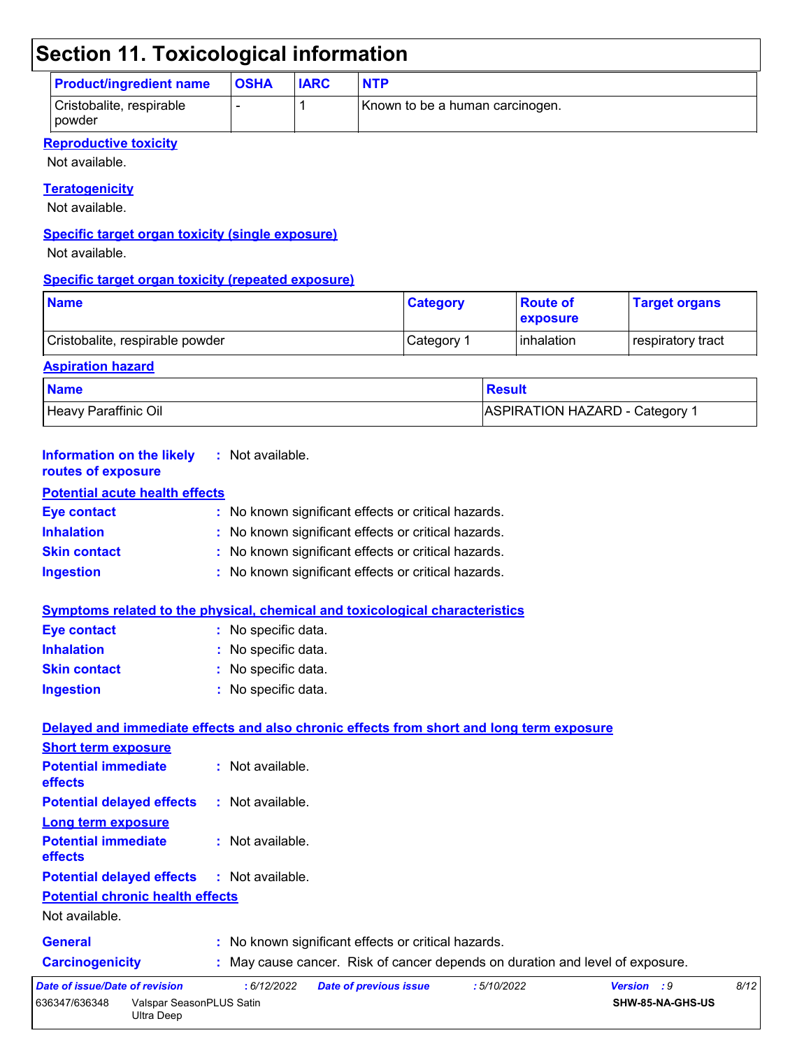## Section 11. Toxicological information

| Product/ingredient name | OSHA | IARC | NTP |
|---|---|---|---|
| Cristobalite, respirable powder | - | 1 | Known to be a human carcinogen. |

**Reproductive toxicity**

Not available.

**Teratogenicity**

Not available.

**Specific target organ toxicity (single exposure)**

Not available.

**Specific target organ toxicity (repeated exposure)**

| Name | Category | Route of exposure | Target organs |
|---|---|---|---|
| Cristobalite, respirable powder | Category 1 | inhalation | respiratory tract |

**Aspiration hazard**

| Name | Result |
|---|---|
| Heavy Paraffinic Oil | ASPIRATION HAZARD - Category 1 |

**Information on the likely routes of exposure** : Not available.

**Potential acute health effects**

**Eye contact** : No known significant effects or critical hazards.
**Inhalation** : No known significant effects or critical hazards.
**Skin contact** : No known significant effects or critical hazards.
**Ingestion** : No known significant effects or critical hazards.

**Symptoms related to the physical, chemical and toxicological characteristics**

**Eye contact** : No specific data.
**Inhalation** : No specific data.
**Skin contact** : No specific data.
**Ingestion** : No specific data.

**Delayed and immediate effects and also chronic effects from short and long term exposure**

**Short term exposure**

**Potential immediate effects** : Not available.
**Potential delayed effects** : Not available.

**Long term exposure**

**Potential immediate effects** : Not available.
**Potential delayed effects** : Not available.

**Potential chronic health effects**

Not available.

**General** : No known significant effects or critical hazards.
**Carcinogenicity** : May cause cancer. Risk of cancer depends on duration and level of exposure.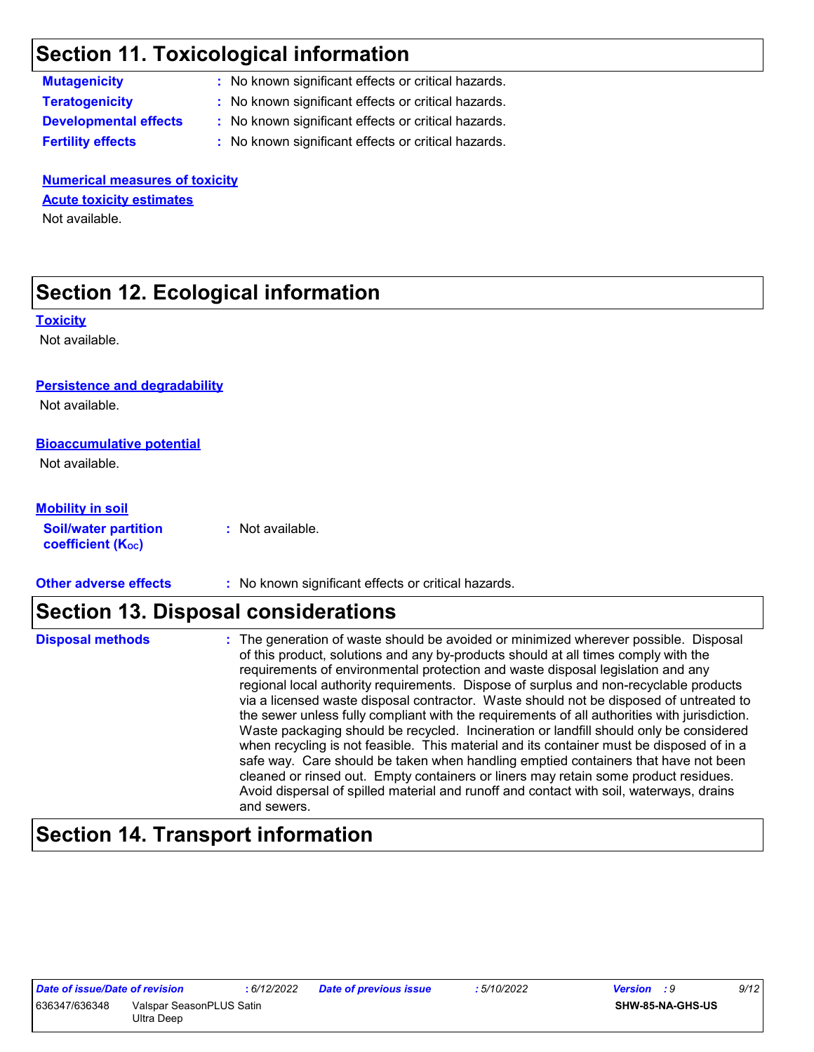## Section 11. Toxicological information

**Mutagenicity** : No known significant effects or critical hazards.

**Teratogenicity** : No known significant effects or critical hazards.

**Developmental effects** : No known significant effects or critical hazards.

**Fertility effects** : No known significant effects or critical hazards.

**Numerical measures of toxicity**

**Acute toxicity estimates**

Not available.

## Section 12. Ecological information

**Toxicity**

Not available.

**Persistence and degradability**

Not available.

**Bioaccumulative potential**

Not available.

**Mobility in soil**

**Soil/water partition coefficient ($K_{OC}$)** : Not available.

**Other adverse effects** : No known significant effects or critical hazards.

## Section 13. Disposal considerations

**Disposal methods** : The generation of waste should be avoided or minimized wherever possible. Disposal of this product, solutions and any by-products should at all times comply with the requirements of environmental protection and waste disposal legislation and any regional local authority requirements. Dispose of surplus and non-recyclable products via a licensed waste disposal contractor. Waste should not be disposed of untreated to the sewer unless fully compliant with the requirements of all authorities with jurisdiction. Waste packaging should be recycled. Incineration or landfill should only be considered when recycling is not feasible. This material and its container must be disposed of in a safe way. Care should be taken when handling emptied containers that have not been cleaned or rinsed out. Empty containers or liners may retain some product residues. Avoid dispersal of spilled material and runoff and contact with soil, waterways, drains and sewers.

## Section 14. Transport information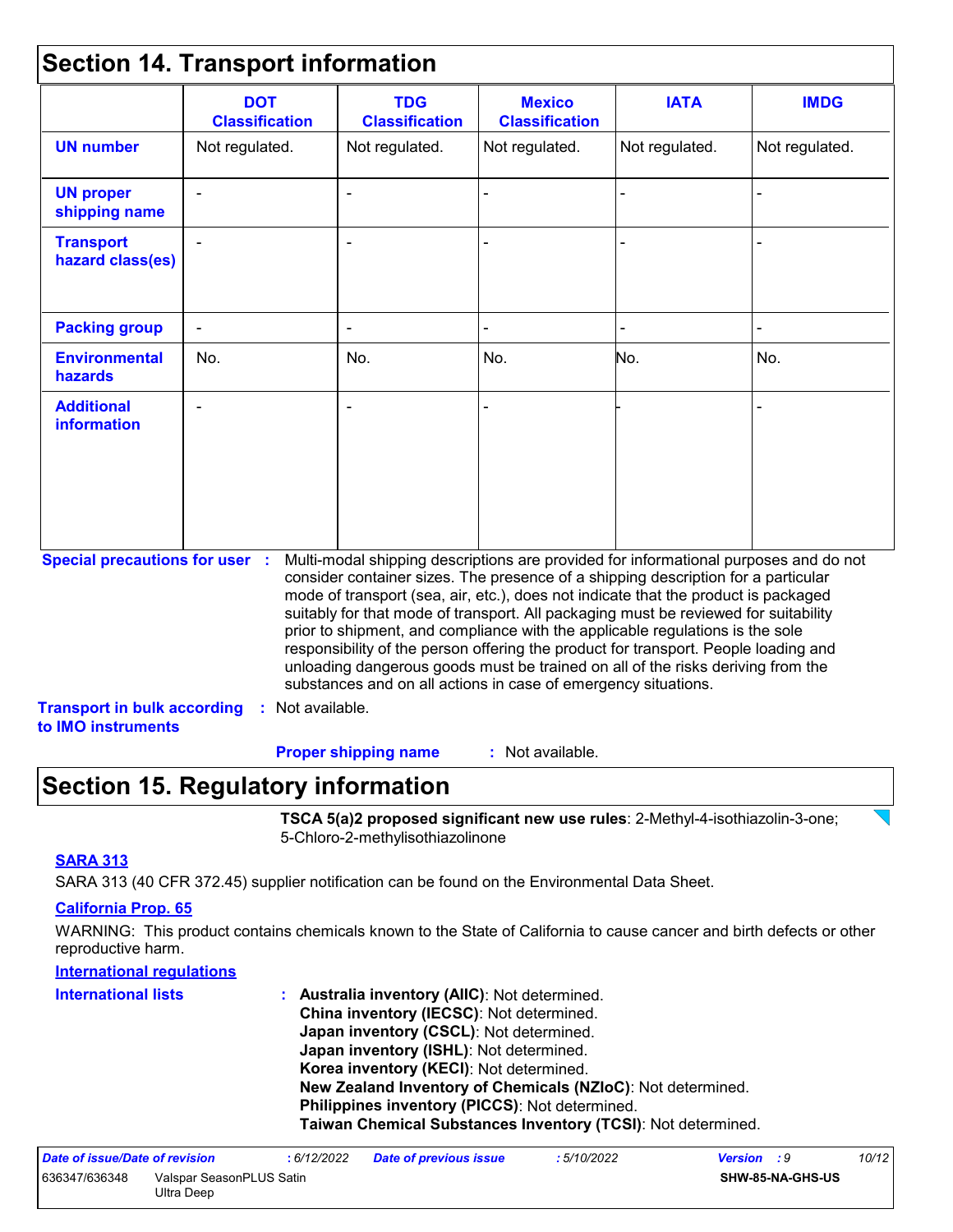## Section 14. Transport information

| | DOT Classification | TDG Classification | Mexico Classification | IATA | IMDG |
|---|---|---|---|---|---|
| **UN number** | Not regulated. | Not regulated. | Not regulated. | Not regulated. | Not regulated. |
| **UN proper shipping name** | - | - | - | - | - |
| **Transport hazard class(es)** | - | - | - | - | - |
| **Packing group** | - | - | - | - | - |
| **Environmental hazards** | No. | No. | No. | No. | No. |
| **Additional information** | - | - | - | - | - |

**Special precautions for user** : Multi-modal shipping descriptions are provided for informational purposes and do not consider container sizes. The presence of a shipping description for a particular mode of transport (sea, air, etc.), does not indicate that the product is packaged suitably for that mode of transport. All packaging must be reviewed for suitability prior to shipment, and compliance with the applicable regulations is the sole responsibility of the person offering the product for transport. People loading and unloading dangerous goods must be trained on all of the risks deriving from the substances and on all actions in case of emergency situations.

**Transport in bulk according to IMO instruments** : Not available.

**Proper shipping name** : Not available.

## Section 15. Regulatory information

**TSCA 5(a)2 proposed significant new use rules**: 2-Methyl-4-isothiazolin-3-one; 5-Chloro-2-methylisothiazolinone

**SARA 313**

SARA 313 (40 CFR 372.45) supplier notification can be found on the Environmental Data Sheet.

**California Prop. 65**

WARNING: This product contains chemicals known to the State of California to cause cancer and birth defects or other reproductive harm.

**International regulations**

**International lists** :
**Australia inventory (AIIC)**: Not determined.
**China inventory (IECSC)**: Not determined.
**Japan inventory (CSCL)**: Not determined.
**Japan inventory (ISHL)**: Not determined.
**Korea inventory (KECI)**: Not determined.
**New Zealand Inventory of Chemicals (NZIoC)**: Not determined.
**Philippines inventory (PICCS)**: Not determined.
**Taiwan Chemical Substances Inventory (TCSI)**: Not determined.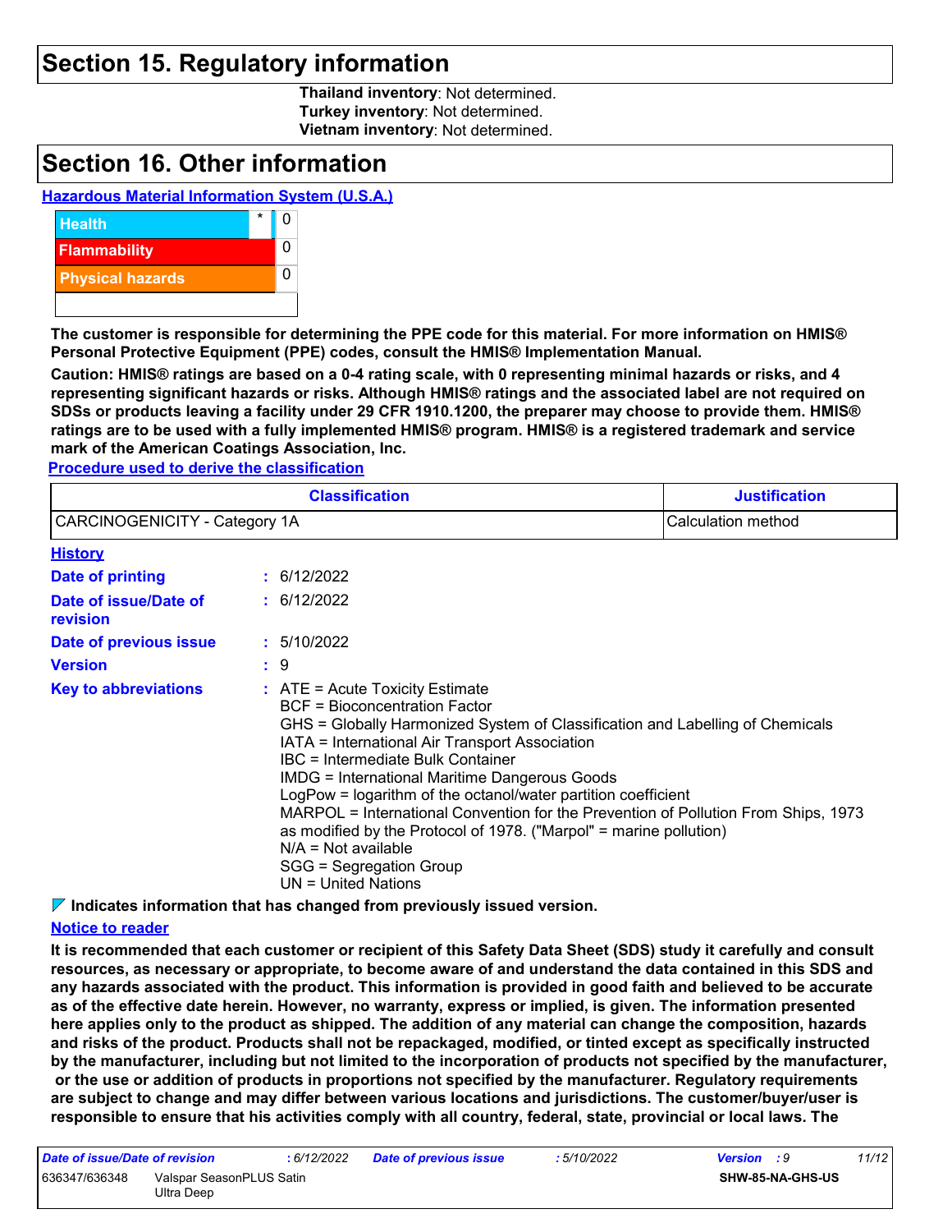## Section 15. Regulatory information

**Thailand inventory**: Not determined.
**Turkey inventory**: Not determined.
**Vietnam inventory**: Not determined.

## Section 16. Other information

**Hazardous Material Information System (U.S.A.)**

| | | |
|---|---|---|
| Health | * | 0 |
| Flammability | | 0 |
| Physical hazards | | 0 |

**The customer is responsible for determining the PPE code for this material. For more information on HMIS® Personal Protective Equipment (PPE) codes, consult the HMIS® Implementation Manual.**

**Caution: HMIS® ratings are based on a 0-4 rating scale, with 0 representing minimal hazards or risks, and 4 representing significant hazards or risks. Although HMIS® ratings and the associated label are not required on SDSs or products leaving a facility under 29 CFR 1910.1200, the preparer may choose to provide them. HMIS® ratings are to be used with a fully implemented HMIS® program. HMIS® is a registered trademark and service mark of the American Coatings Association, Inc.**

**Procedure used to derive the classification**

| Classification | Justification |
|---|---|
| CARCINOGENICITY - Category 1A | Calculation method |

**History**

**Date of printing** : 6/12/2022

**Date of issue/Date of revision** : 6/12/2022

**Date of previous issue** : 5/10/2022

**Version** : 9

**Key to abbreviations** :
ATE = Acute Toxicity Estimate
BCF = Bioconcentration Factor
GHS = Globally Harmonized System of Classification and Labelling of Chemicals
IATA = International Air Transport Association
IBC = Intermediate Bulk Container
IMDG = International Maritime Dangerous Goods
LogPow = logarithm of the octanol/water partition coefficient
MARPOL = International Convention for the Prevention of Pollution From Ships, 1973 as modified by the Protocol of 1978. ("Marpol" = marine pollution)
N/A = Not available
SGG = Segregation Group
UN = United Nations

**Indicates information that has changed from previously issued version.**

**Notice to reader**

**It is recommended that each customer or recipient of this Safety Data Sheet (SDS) study it carefully and consult resources, as necessary or appropriate, to become aware of and understand the data contained in this SDS and any hazards associated with the product. This information is provided in good faith and believed to be accurate as of the effective date herein. However, no warranty, express or implied, is given. The information presented here applies only to the product as shipped. The addition of any material can change the composition, hazards and risks of the product. Products shall not be repackaged, modified, or tinted except as specifically instructed by the manufacturer, including but not limited to the incorporation of products not specified by the manufacturer, or the use or addition of products in proportions not specified by the manufacturer. Regulatory requirements are subject to change and may differ between various locations and jurisdictions. The customer/buyer/user is responsible to ensure that his activities comply with all country, federal, state, provincial or local laws. The**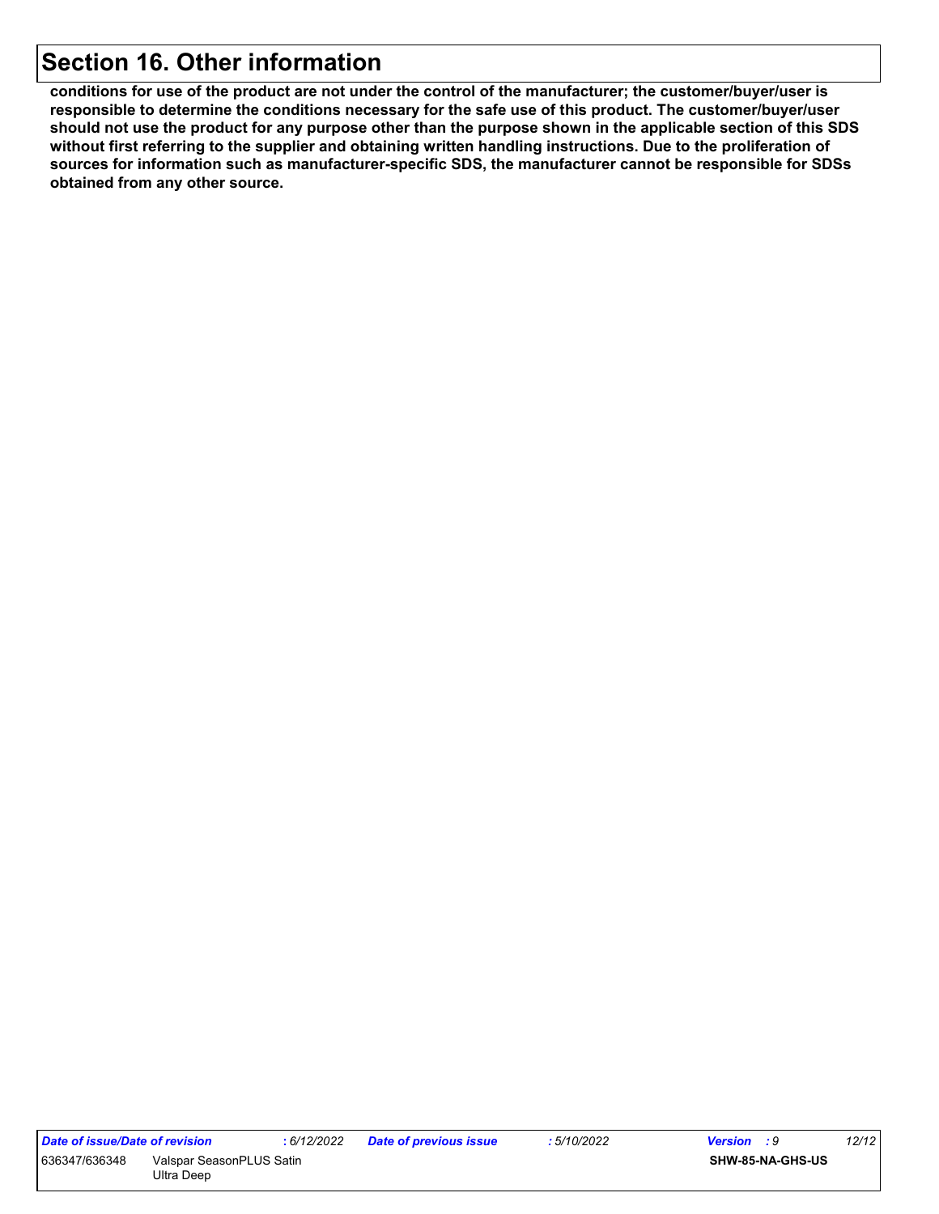# Section 16. Other information

**conditions for use of the product are not under the control of the manufacturer; the customer/buyer/user is responsible to determine the conditions necessary for the safe use of this product. The customer/buyer/user should not use the product for any purpose other than the purpose shown in the applicable section of this SDS without first referring to the supplier and obtaining written handling instructions. Due to the proliferation of sources for information such as manufacturer-specific SDS, the manufacturer cannot be responsible for SDSs obtained from any other source.**